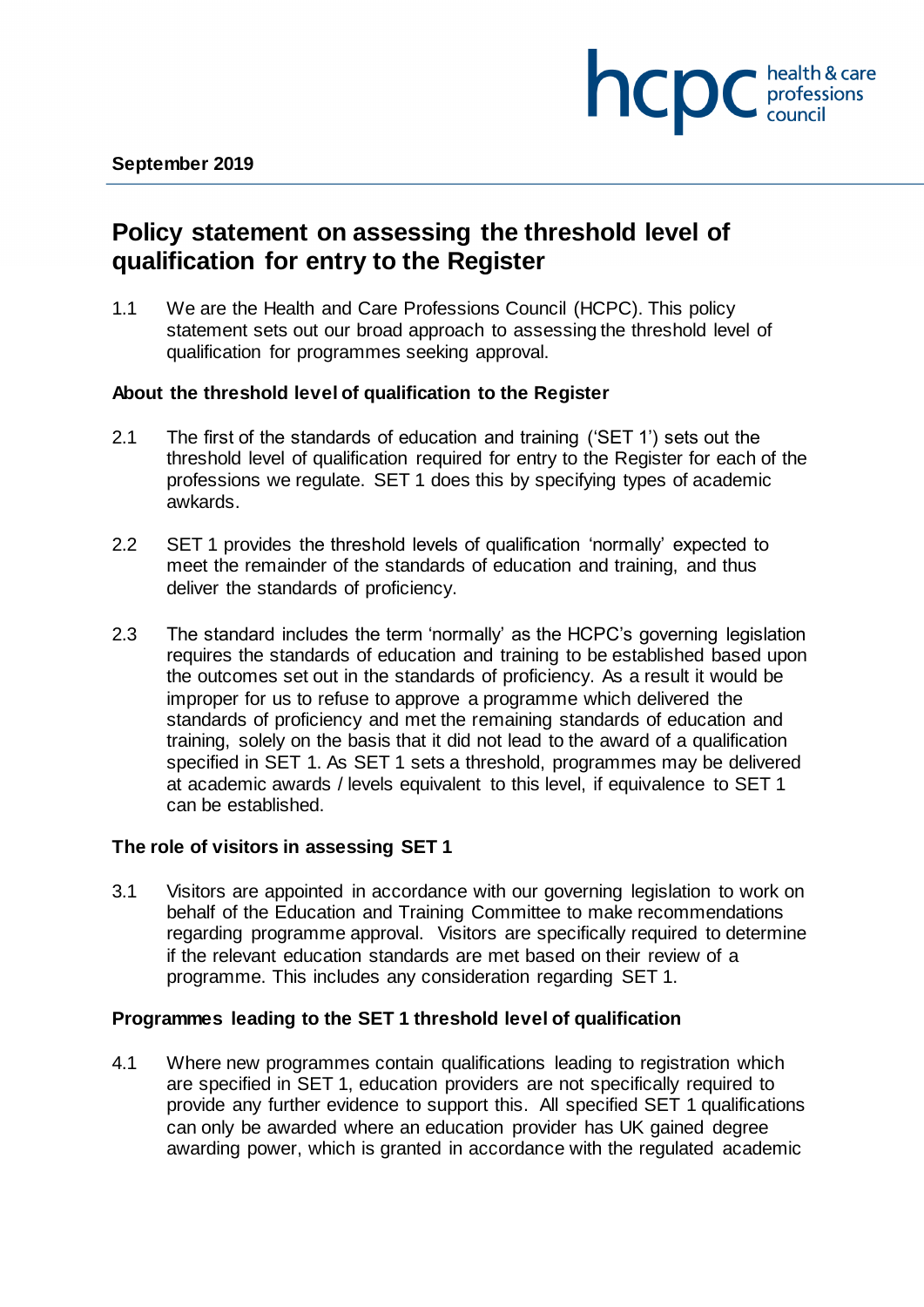September 2019

# Policy statement on assessing the threshold level of qualification for entry to the Register

1.1 We are the Health and Care Professions Council (HCPC). This policy statement sets out our broad approach to assessing the threshold level of qualification for programmes seeking approval.

## About the threshold level of qualification to the Register

2.1 The first of the standards of education and training ('SET 1') sets out the threshold level of qualification required for entry to the Register for each of the professions we regulate. SET 1 does this by specifying types of academic awkards.

2.2 SET 1 provides the threshold levels of qualification 'normally' expected to meet the remainder of the standards of education and training, and thus deliver the standards of proficiency.

2.3 The standard includes the term 'normally' as the HCPC's governing legislation requires the standards of education and training to be established based upon the outcomes set out in the standards of proficiency. As a result it would be improper for us to refuse to approve a programme which delivered the standards of proficiency and met the remaining standards of education and training, solely on the basis that it did not lead to the award of a qualification specified in SET 1. As SET 1 sets a threshold, programmes may be delivered at academic awards / levels equivalent to this level, if equivalence to SET 1 can be established.

## The role of visitors in assessing SET 1

3.1 Visitors are appointed in accordance with our governing legislation to work on behalf of the Education and Training Committee to make recommendations regarding programme approval. Visitors are specifically required to determine if the relevant education standards are met based on their review of a programme. This includes any consideration regarding SET 1.

## Programmes leading to the SET 1 threshold level of qualification

4.1 Where new programmes contain qualifications leading to registration which are specified in SET 1, education providers are not specifically required to provide any further evidence to support this. All specified SET 1 qualifications can only be awarded where an education provider has UK gained degree awarding power, which is granted in accordance with the regulated academic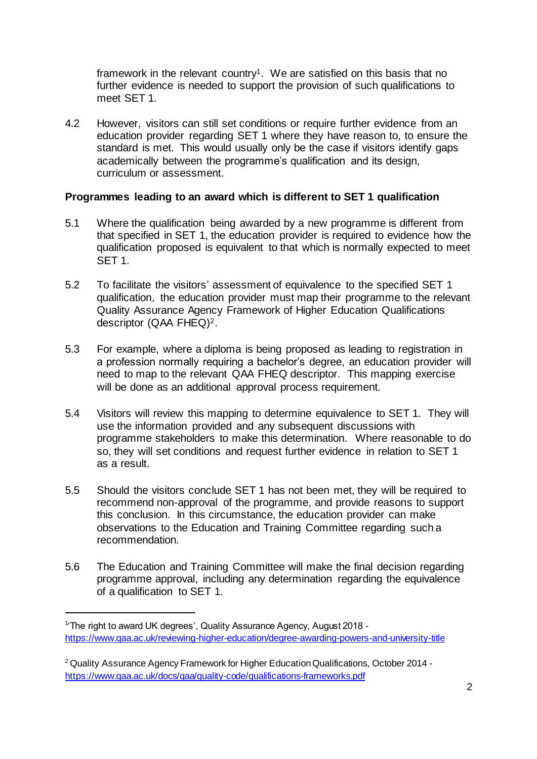framework in the relevant country[1]. We are satisfied on this basis that no further evidence is needed to support the provision of such qualifications to meet SET 1.

4.2 However, visitors can still set conditions or require further evidence from an education provider regarding SET 1 where they have reason to, to ensure the standard is met. This would usually only be the case if visitors identify gaps academically between the programme's qualification and its design, curriculum or assessment.

**Programmes leading to an award which is different to SET 1 qualification**

5.1 Where the qualification being awarded by a new programme is different from that specified in SET 1, the education provider is required to evidence how the qualification proposed is equivalent to that which is normally expected to meet SET 1.

5.2 To facilitate the visitors' assessment of equivalence to the specified SET 1 qualification, the education provider must map their programme to the relevant Quality Assurance Agency Framework of Higher Education Qualifications descriptor (QAA FHEQ)[2].

5.3 For example, where a diploma is being proposed as leading to registration in a profession normally requiring a bachelor's degree, an education provider will need to map to the relevant QAA FHEQ descriptor. This mapping exercise will be done as an additional approval process requirement.

5.4 Visitors will review this mapping to determine equivalence to SET 1. They will use the information provided and any subsequent discussions with programme stakeholders to make this determination. Where reasonable to do so, they will set conditions and request further evidence in relation to SET 1 as a result.

5.5 Should the visitors conclude SET 1 has not been met, they will be required to recommend non-approval of the programme, and provide reasons to support this conclusion. In this circumstance, the education provider can make observations to the Education and Training Committee regarding such a recommendation.

5.6 The Education and Training Committee will make the final decision regarding programme approval, including any determination regarding the equivalence of a qualification to SET 1.

---

[1] 'The right to award UK degrees', Quality Assurance Agency, August 2018 - https://www.qaa.ac.uk/reviewing-higher-education/degree-awarding-powers-and-university-title

[2] Quality Assurance Agency Framework for Higher Education Qualifications, October 2014 - https://www.qaa.ac.uk/docs/qaa/quality-code/qualifications-frameworks.pdf